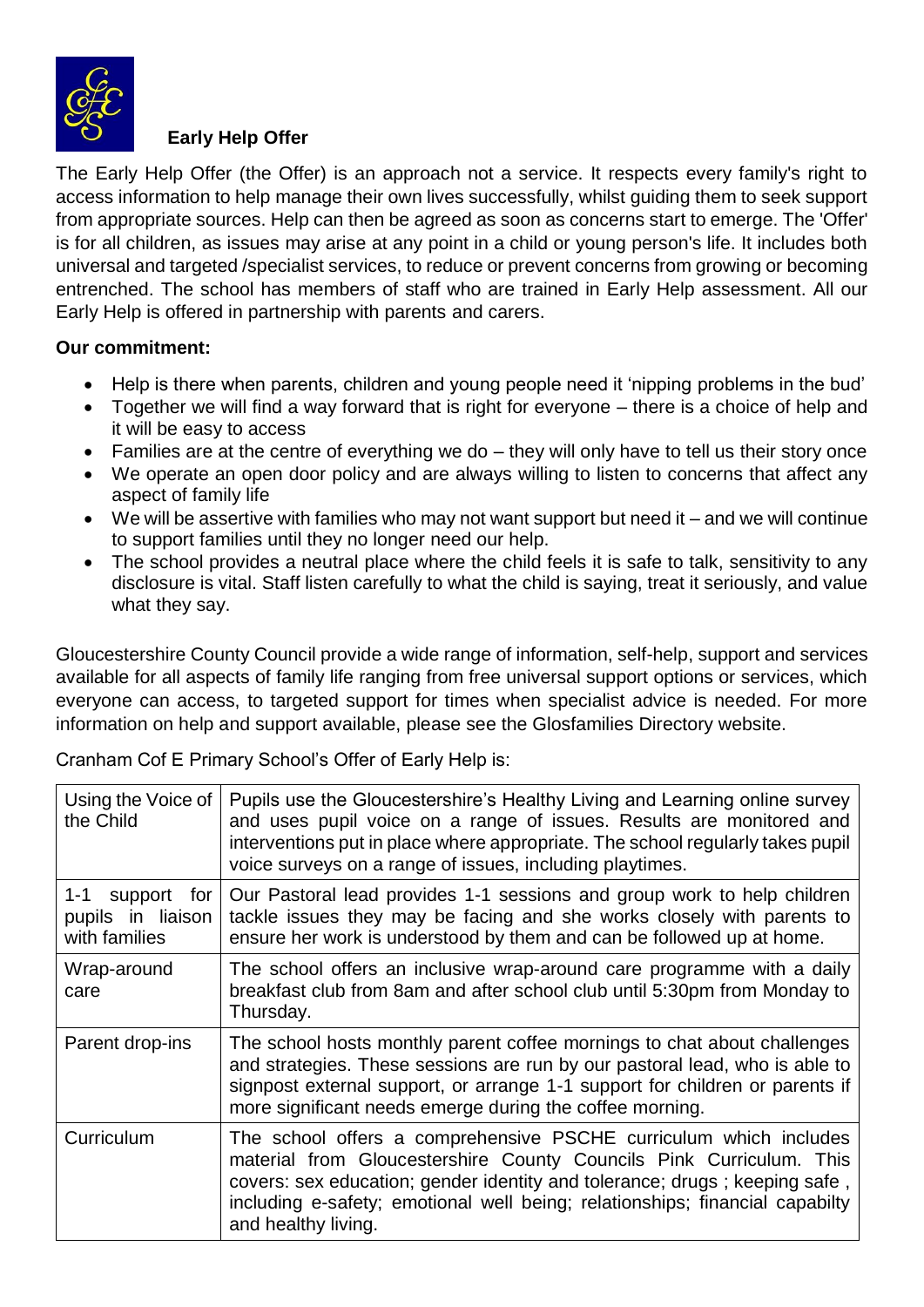# Early Help Offer

The Early Help Offer (the Offer) is an approach not a service. It respects every family's right to access information to help manage their own lives successfully, whilst guiding them to seek support from appropriate sources. Help can then be agreed as soon as concerns start to emerge. The 'Offer' is for all children, as issues may arise at any point in a child or young person's life. It includes both universal and targeted /specialist services, to reduce or prevent concerns from growing or becoming entrenched. The school has members of staff who are trained in Early Help assessment. All our Early Help is offered in partnership with parents and carers.

**Our commitment:**

- Help is there when parents, children and young people need it 'nipping problems in the bud'
- Together we will find a way forward that is right for everyone – there is a choice of help and it will be easy to access
- Families are at the centre of everything we do – they will only have to tell us their story once
- We operate an open door policy and are always willing to listen to concerns that affect any aspect of family life
- We will be assertive with families who may not want support but need it – and we will continue to support families until they no longer need our help.
- The school provides a neutral place where the child feels it is safe to talk, sensitivity to any disclosure is vital. Staff listen carefully to what the child is saying, treat it seriously, and value what they say.

Gloucestershire County Council provide a wide range of information, self-help, support and services available for all aspects of family life ranging from free universal support options or services, which everyone can access, to targeted support for times when specialist advice is needed. For more information on help and support available, please see the Glosfamilies Directory website.

Cranham Cof E Primary School's Offer of Early Help is:

| | |
|---|---|
| Using the Voice of the Child | Pupils use the Gloucestershire's Healthy Living and Learning online survey and uses pupil voice on a range of issues. Results are monitored and interventions put in place where appropriate. The school regularly takes pupil voice surveys on a range of issues, including playtimes. |
| 1-1 support for pupils in liaison with families | Our Pastoral lead provides 1-1 sessions and group work to help children tackle issues they may be facing and she works closely with parents to ensure her work is understood by them and can be followed up at home. |
| Wrap-around care | The school offers an inclusive wrap-around care programme with a daily breakfast club from 8am and after school club until 5:30pm from Monday to Thursday. |
| Parent drop-ins | The school hosts monthly parent coffee mornings to chat about challenges and strategies. These sessions are run by our pastoral lead, who is able to signpost external support, or arrange 1-1 support for children or parents if more significant needs emerge during the coffee morning. |
| Curriculum | The school offers a comprehensive PSCHE curriculum which includes material from Gloucestershire County Councils Pink Curriculum. This covers: sex education; gender identity and tolerance; drugs ; keeping safe , including e-safety; emotional well being; relationships; financial capabilty and healthy living. |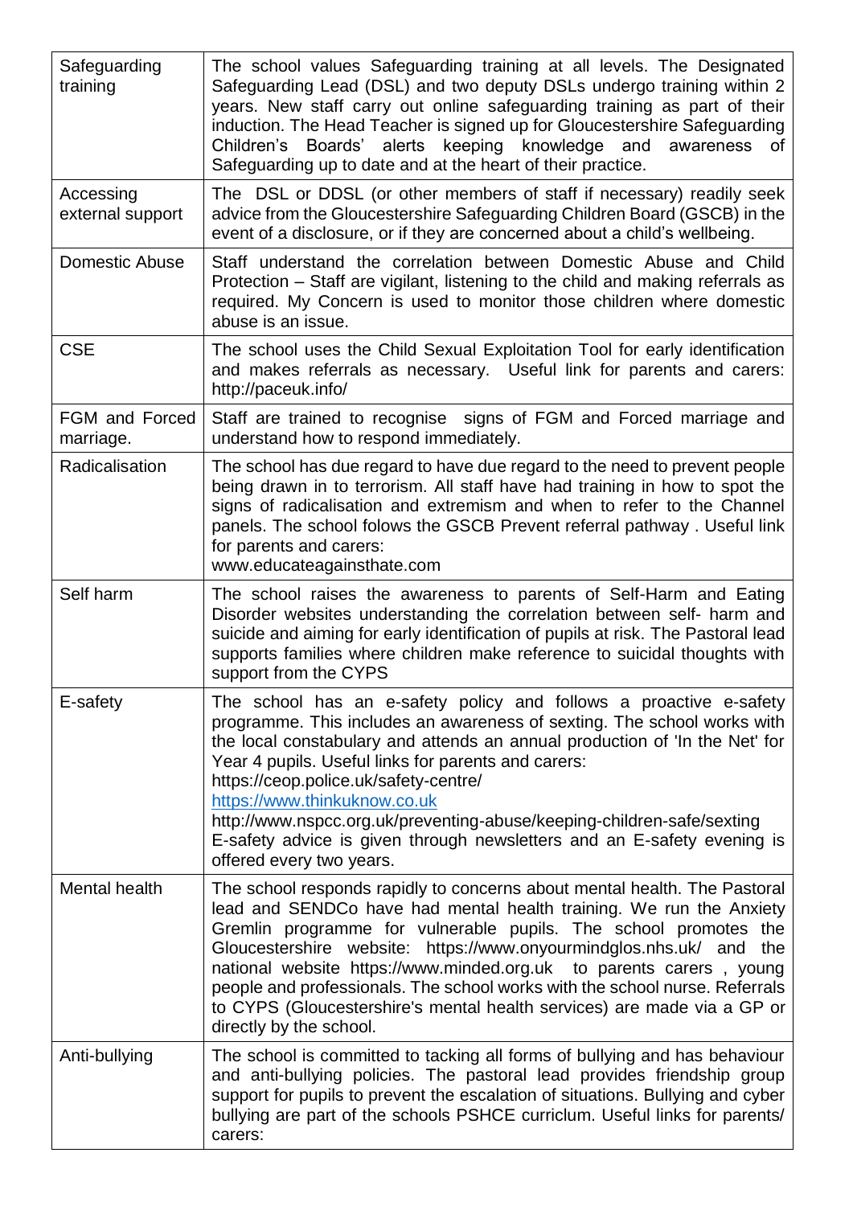| | |
|---|---|
| Safeguarding training | The school values Safeguarding training at all levels. The Designated Safeguarding Lead (DSL) and two deputy DSLs undergo training within 2 years. New staff carry out online safeguarding training as part of their induction. The Head Teacher is signed up for Gloucestershire Safeguarding Children's Boards' alerts keeping knowledge and awareness of Safeguarding up to date and at the heart of their practice. |
| Accessing external support | The DSL or DDSL (or other members of staff if necessary) readily seek advice from the Gloucestershire Safeguarding Children Board (GSCB) in the event of a disclosure, or if they are concerned about a child's wellbeing. |
| Domestic Abuse | Staff understand the correlation between Domestic Abuse and Child Protection – Staff are vigilant, listening to the child and making referrals as required. My Concern is used to monitor those children where domestic abuse is an issue. |
| CSE | The school uses the Child Sexual Exploitation Tool for early identification and makes referrals as necessary. Useful link for parents and carers: http://paceuk.info/ |
| FGM and Forced marriage. | Staff are trained to recognise signs of FGM and Forced marriage and understand how to respond immediately. |
| Radicalisation | The school has due regard to have due regard to the need to prevent people being drawn in to terrorism. All staff have had training in how to spot the signs of radicalisation and extremism and when to refer to the Channel panels. The school folows the GSCB Prevent referral pathway . Useful link for parents and carers: www.educateagainsthate.com |
| Self harm | The school raises the awareness to parents of Self-Harm and Eating Disorder websites understanding the correlation between self- harm and suicide and aiming for early identification of pupils at risk. The Pastoral lead supports families where children make reference to suicidal thoughts with support from the CYPS |
| E-safety | The school has an e-safety policy and follows a proactive e-safety programme. This includes an awareness of sexting. The school works with the local constabulary and attends an annual production of 'In the Net' for Year 4 pupils. Useful links for parents and carers: https://ceop.police.uk/safety-centre/ https://www.thinkuknow.co.uk http://www.nspcc.org.uk/preventing-abuse/keeping-children-safe/sexting E-safety advice is given through newsletters and an E-safety evening is offered every two years. |
| Mental health | The school responds rapidly to concerns about mental health. The Pastoral lead and SENDCo have had mental health training. We run the Anxiety Gremlin programme for vulnerable pupils. The school promotes the Gloucestershire website: https://www.onyourmindglos.nhs.uk/ and the national website https://www.minded.org.uk to parents carers , young people and professionals. The school works with the school nurse. Referrals to CYPS (Gloucestershire's mental health services) are made via a GP or directly by the school. |
| Anti-bullying | The school is committed to tacking all forms of bullying and has behaviour and anti-bullying policies. The pastoral lead provides friendship group support for pupils to prevent the escalation of situations. Bullying and cyber bullying are part of the schools PSHCE curriclum. Useful links for parents/ carers: |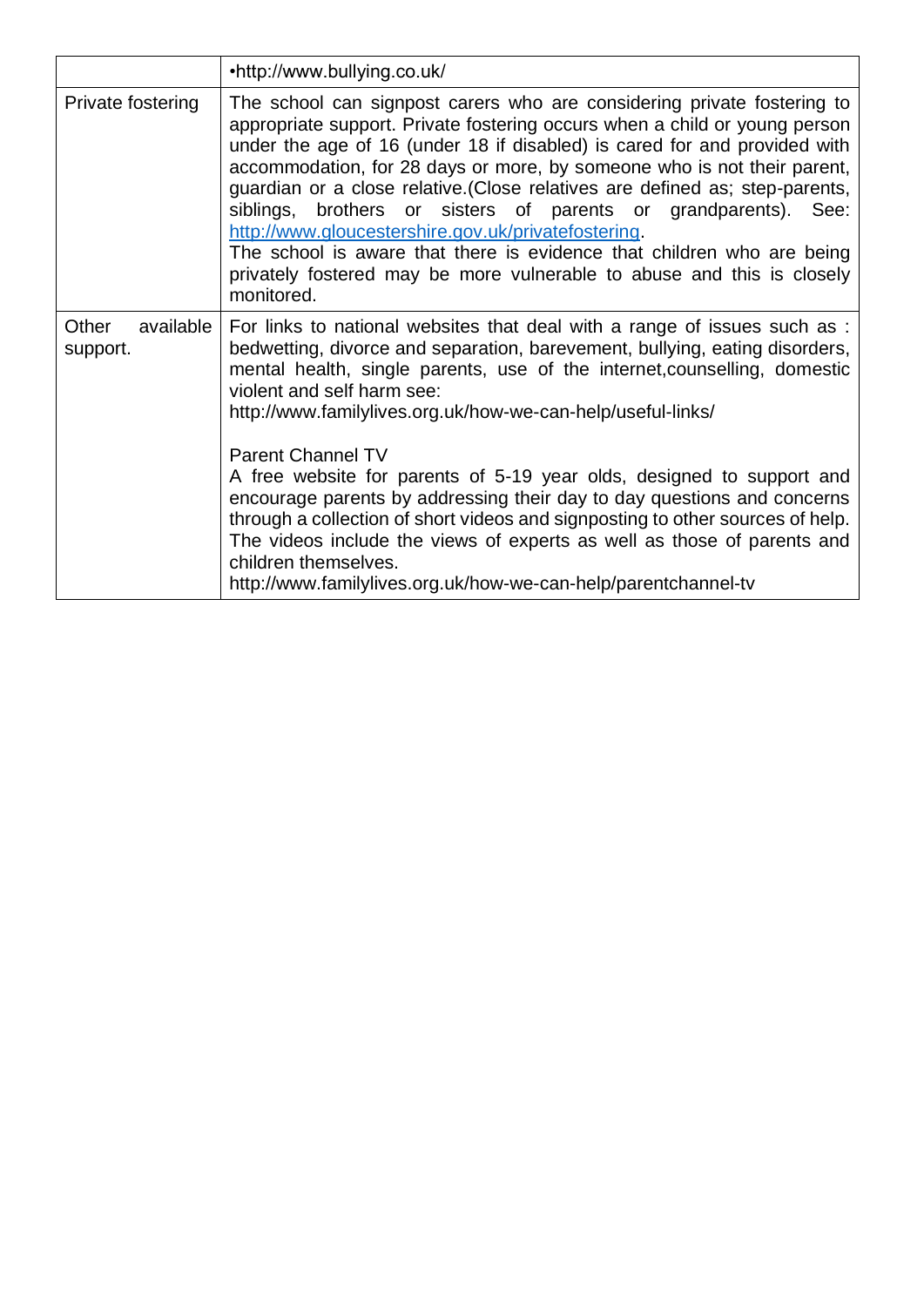| | |
|---|---|
| | •http://www.bullying.co.uk/ |
| Private fostering | The school can signpost carers who are considering private fostering to appropriate support. Private fostering occurs when a child or young person under the age of 16 (under 18 if disabled) is cared for and provided with accommodation, for 28 days or more, by someone who is not their parent, guardian or a close relative.(Close relatives are defined as; step-parents, siblings, brothers or sisters of parents or grandparents). See: http://www.gloucestershire.gov.uk/privatefostering.<br>The school is aware that there is evidence that children who are being privately fostered may be more vulnerable to abuse and this is closely monitored. |
| Other available support. | For links to national websites that deal with a range of issues such as : bedwetting, divorce and separation, barevement, bullying, eating disorders, mental health, single parents, use of the internet,counselling, domestic violent and self harm see:<br>http://www.familylives.org.uk/how-we-can-help/useful-links/<br><br>Parent Channel TV<br>A free website for parents of 5-19 year olds, designed to support and encourage parents by addressing their day to day questions and concerns through a collection of short videos and signposting to other sources of help. The videos include the views of experts as well as those of parents and children themselves.<br>http://www.familylives.org.uk/how-we-can-help/parentchannel-tv |